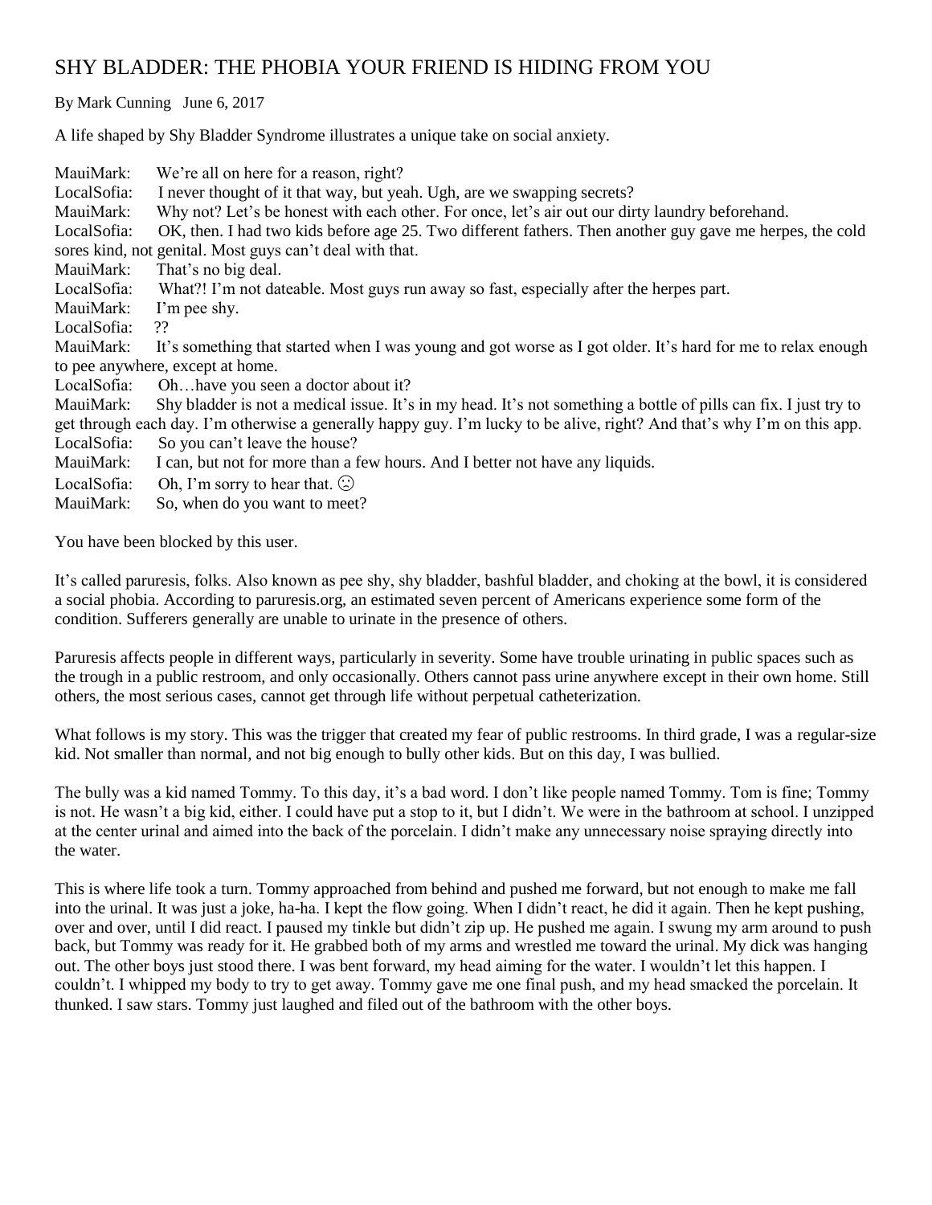# SHY BLADDER: THE PHOBIA YOUR FRIEND IS HIDING FROM YOU

By Mark Cunning June 6, 2017

A life shaped by Shy Bladder Syndrome illustrates a unique take on social anxiety.

MauiMark: We're all on here for a reason, right?
LocalSofia: I never thought of it that way, but yeah. Ugh, are we swapping secrets?
MauiMark: Why not? Let's be honest with each other. For once, let's air out our dirty laundry beforehand.
LocalSofia: OK, then. I had two kids before age 25. Two different fathers. Then another guy gave me herpes, the cold sores kind, not genital. Most guys can't deal with that.
MauiMark: That's no big deal.
LocalSofia: What?! I'm not dateable. Most guys run away so fast, especially after the herpes part.
MauiMark: I'm pee shy.
LocalSofia: ??
MauiMark: It's something that started when I was young and got worse as I got older. It's hard for me to relax enough to pee anywhere, except at home.
LocalSofia: Oh…have you seen a doctor about it?
MauiMark: Shy bladder is not a medical issue. It's in my head. It's not something a bottle of pills can fix. I just try to get through each day. I'm otherwise a generally happy guy. I'm lucky to be alive, right? And that's why I'm on this app.
LocalSofia: So you can't leave the house?
MauiMark: I can, but not for more than a few hours. And I better not have any liquids.
LocalSofia: Oh, I'm sorry to hear that. ☹
MauiMark: So, when do you want to meet?

You have been blocked by this user.

It's called paruresis, folks. Also known as pee shy, shy bladder, bashful bladder, and choking at the bowl, it is considered a social phobia. According to paruresis.org, an estimated seven percent of Americans experience some form of the condition. Sufferers generally are unable to urinate in the presence of others.

Paruresis affects people in different ways, particularly in severity. Some have trouble urinating in public spaces such as the trough in a public restroom, and only occasionally. Others cannot pass urine anywhere except in their own home. Still others, the most serious cases, cannot get through life without perpetual catheterization.

What follows is my story. This was the trigger that created my fear of public restrooms. In third grade, I was a regular-size kid. Not smaller than normal, and not big enough to bully other kids. But on this day, I was bullied.

The bully was a kid named Tommy. To this day, it's a bad word. I don't like people named Tommy. Tom is fine; Tommy is not. He wasn't a big kid, either. I could have put a stop to it, but I didn't. We were in the bathroom at school. I unzipped at the center urinal and aimed into the back of the porcelain. I didn't make any unnecessary noise spraying directly into the water.

This is where life took a turn. Tommy approached from behind and pushed me forward, but not enough to make me fall into the urinal. It was just a joke, ha-ha. I kept the flow going. When I didn't react, he did it again. Then he kept pushing, over and over, until I did react. I paused my tinkle but didn't zip up. He pushed me again. I swung my arm around to push back, but Tommy was ready for it. He grabbed both of my arms and wrestled me toward the urinal. My dick was hanging out. The other boys just stood there. I was bent forward, my head aiming for the water. I wouldn't let this happen. I couldn't. I whipped my body to try to get away. Tommy gave me one final push, and my head smacked the porcelain. It thunked. I saw stars. Tommy just laughed and filed out of the bathroom with the other boys.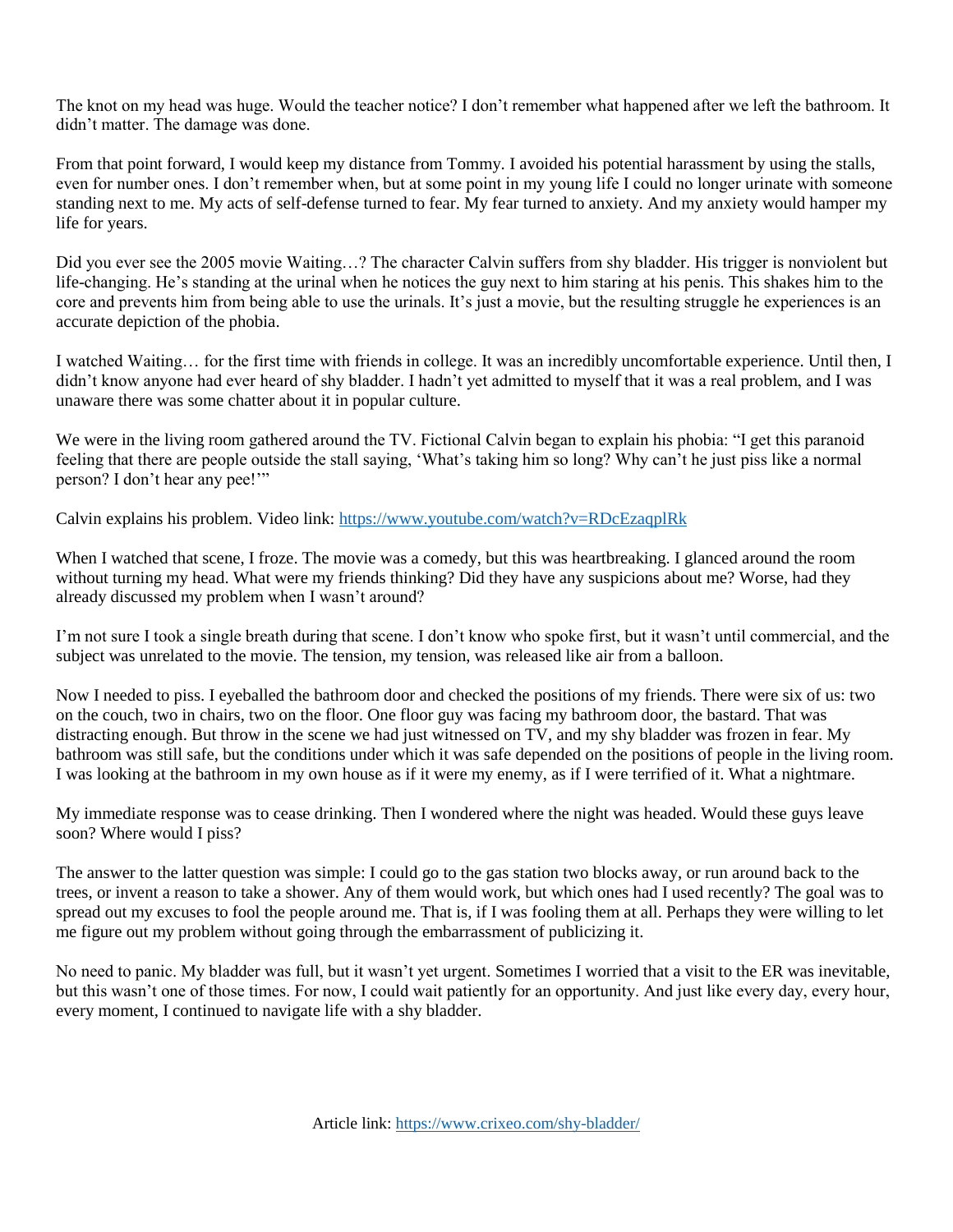The knot on my head was huge. Would the teacher notice? I don't remember what happened after we left the bathroom. It didn't matter. The damage was done.

From that point forward, I would keep my distance from Tommy. I avoided his potential harassment by using the stalls, even for number ones. I don't remember when, but at some point in my young life I could no longer urinate with someone standing next to me. My acts of self-defense turned to fear. My fear turned to anxiety. And my anxiety would hamper my life for years.

Did you ever see the 2005 movie Waiting…? The character Calvin suffers from shy bladder. His trigger is nonviolent but life-changing. He's standing at the urinal when he notices the guy next to him staring at his penis. This shakes him to the core and prevents him from being able to use the urinals. It's just a movie, but the resulting struggle he experiences is an accurate depiction of the phobia.

I watched Waiting… for the first time with friends in college. It was an incredibly uncomfortable experience. Until then, I didn't know anyone had ever heard of shy bladder. I hadn't yet admitted to myself that it was a real problem, and I was unaware there was some chatter about it in popular culture.

We were in the living room gathered around the TV. Fictional Calvin began to explain his phobia: "I get this paranoid feeling that there are people outside the stall saying, 'What's taking him so long? Why can't he just piss like a normal person? I don't hear any pee!'"

Calvin explains his problem. Video link: [https://www.youtube.com/watch?v=RDcEzaqplRk](https://www.youtube.com/watch?v=RDcEzaqplRk)

When I watched that scene, I froze. The movie was a comedy, but this was heartbreaking. I glanced around the room without turning my head. What were my friends thinking? Did they have any suspicions about me? Worse, had they already discussed my problem when I wasn't around?

I'm not sure I took a single breath during that scene. I don't know who spoke first, but it wasn't until commercial, and the subject was unrelated to the movie. The tension, my tension, was released like air from a balloon.

Now I needed to piss. I eyeballed the bathroom door and checked the positions of my friends. There were six of us: two on the couch, two in chairs, two on the floor. One floor guy was facing my bathroom door, the bastard. That was distracting enough. But throw in the scene we had just witnessed on TV, and my shy bladder was frozen in fear. My bathroom was still safe, but the conditions under which it was safe depended on the positions of people in the living room. I was looking at the bathroom in my own house as if it were my enemy, as if I were terrified of it. What a nightmare.

My immediate response was to cease drinking. Then I wondered where the night was headed. Would these guys leave soon? Where would I piss?

The answer to the latter question was simple: I could go to the gas station two blocks away, or run around back to the trees, or invent a reason to take a shower. Any of them would work, but which ones had I used recently? The goal was to spread out my excuses to fool the people around me. That is, if I was fooling them at all. Perhaps they were willing to let me figure out my problem without going through the embarrassment of publicizing it.

No need to panic. My bladder was full, but it wasn't yet urgent. Sometimes I worried that a visit to the ER was inevitable, but this wasn't one of those times. For now, I could wait patiently for an opportunity. And just like every day, every hour, every moment, I continued to navigate life with a shy bladder.

Article link: [https://www.crixeo.com/shy-bladder/](https://www.crixeo.com/shy-bladder/)